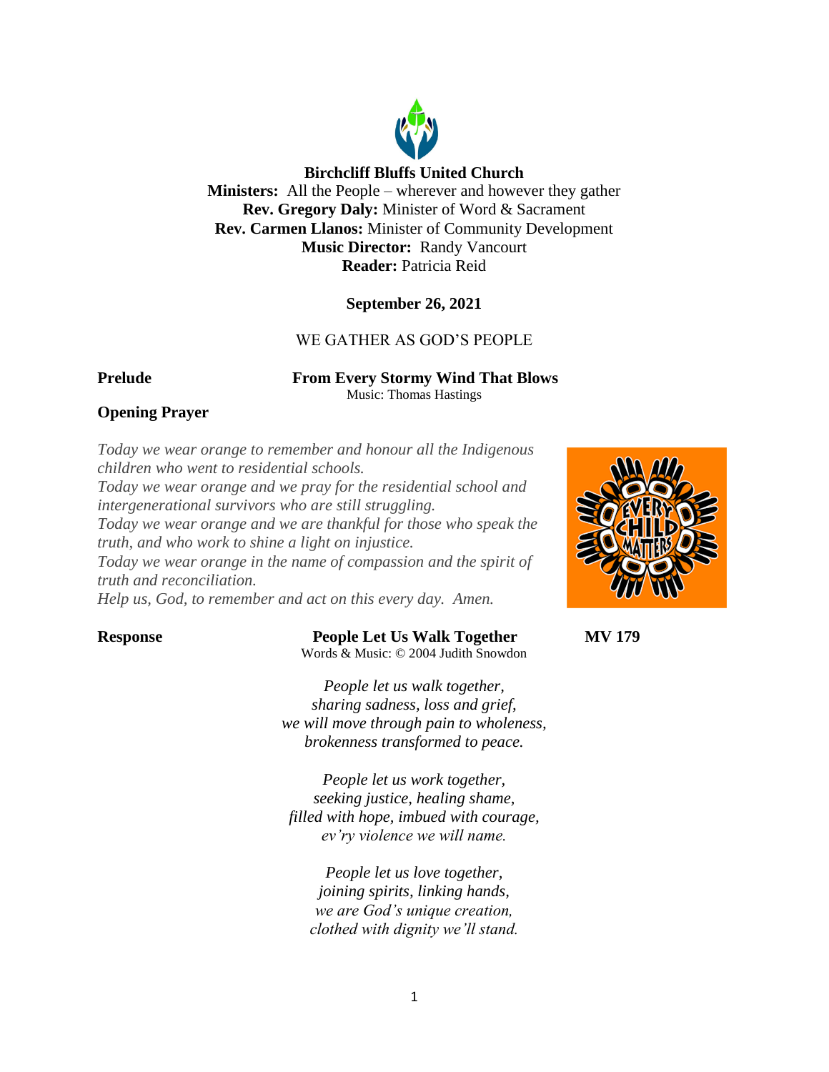**Birchcliff Bluffs United Church**
**Ministers:** All the People – wherever and however they gather
**Rev. Gregory Daly:** Minister of Word & Sacrament
**Rev. Carmen Llanos:** Minister of Community Development
**Music Director:** Randy Vancourt
**Reader:** Patricia Reid

**September 26, 2021**

WE GATHER AS GOD'S PEOPLE

**Prelude** **From Every Stormy Wind That Blows**
Music: Thomas Hastings

**Opening Prayer**

*Today we wear orange to remember and honour all the Indigenous children who went to residential schools.*
*Today we wear orange and we pray for the residential school and intergenerational survivors who are still struggling.*
*Today we wear orange and we are thankful for those who speak the truth, and who work to shine a light on injustice.*
*Today we wear orange in the name of compassion and the spirit of truth and reconciliation.*
*Help us, God, to remember and act on this every day. Amen.*

**Response** **People Let Us Walk Together** **MV 179**
Words & Music: © 2004 Judith Snowdon

*People let us walk together,*
*sharing sadness, loss and grief,*
*we will move through pain to wholeness,*
*brokenness transformed to peace.*

*People let us work together,*
*seeking justice, healing shame,*
*filled with hope, imbued with courage,*
*ev'ry violence we will name.*

*People let us love together,*
*joining spirits, linking hands,*
*we are God's unique creation,*
*clothed with dignity we'll stand.*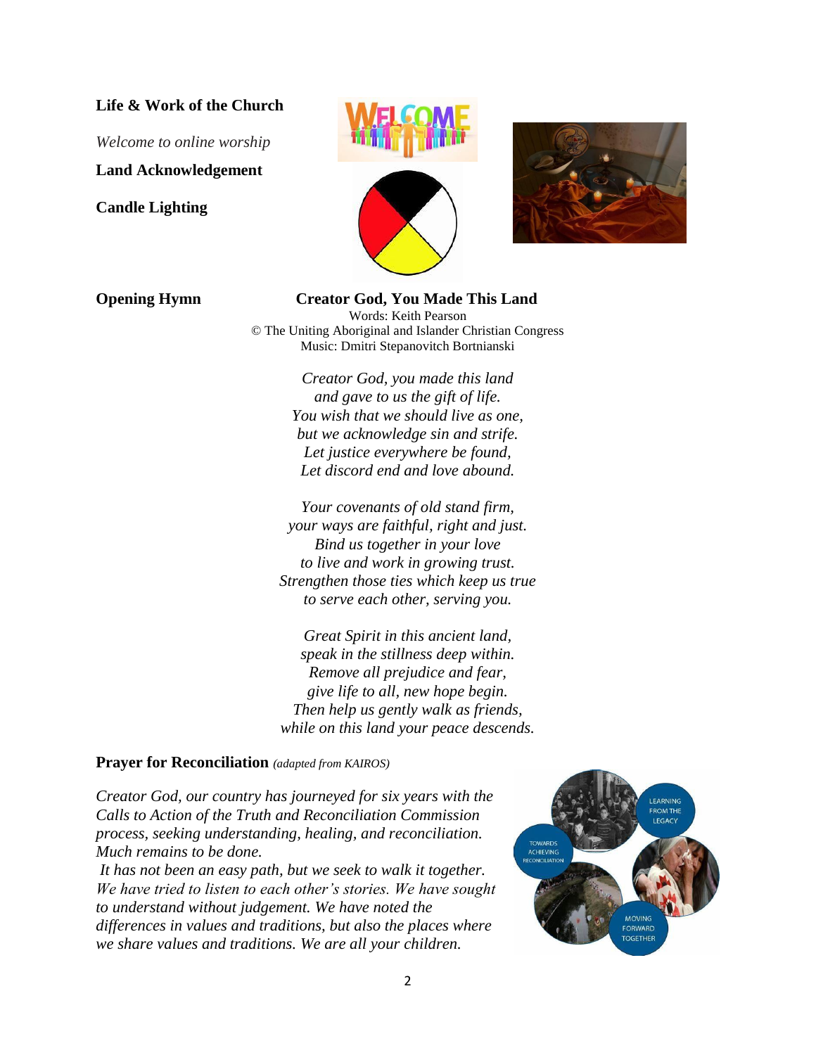**Life & Work of the Church**

*Welcome to online worship*

**Land Acknowledgement**

**Candle Lighting**

**Opening Hymn** **Creator God, You Made This Land**

Words: Keith Pearson
© The Uniting Aboriginal and Islander Christian Congress
Music: Dmitri Stepanovitch Bortnianski

*Creator God, you made this land*
*and gave to us the gift of life.*
*You wish that we should live as one,*
*but we acknowledge sin and strife.*
*Let justice everywhere be found,*
*Let discord end and love abound.*

*Your covenants of old stand firm,*
*your ways are faithful, right and just.*
*Bind us together in your love*
*to live and work in growing trust.*
*Strengthen those ties which keep us true*
*to serve each other, serving you.*

*Great Spirit in this ancient land,*
*speak in the stillness deep within.*
*Remove all prejudice and fear,*
*give life to all, new hope begin.*
*Then help us gently walk as friends,*
*while on this land your peace descends.*

**Prayer for Reconciliation** *(adapted from KAIROS)*

*Creator God, our country has journeyed for six years with the Calls to Action of the Truth and Reconciliation Commission process, seeking understanding, healing, and reconciliation. Much remains to be done.*

*It has not been an easy path, but we seek to walk it together. We have tried to listen to each other's stories. We have sought to understand without judgement. We have noted the differences in values and traditions, but also the places where we share values and traditions. We are all your children.*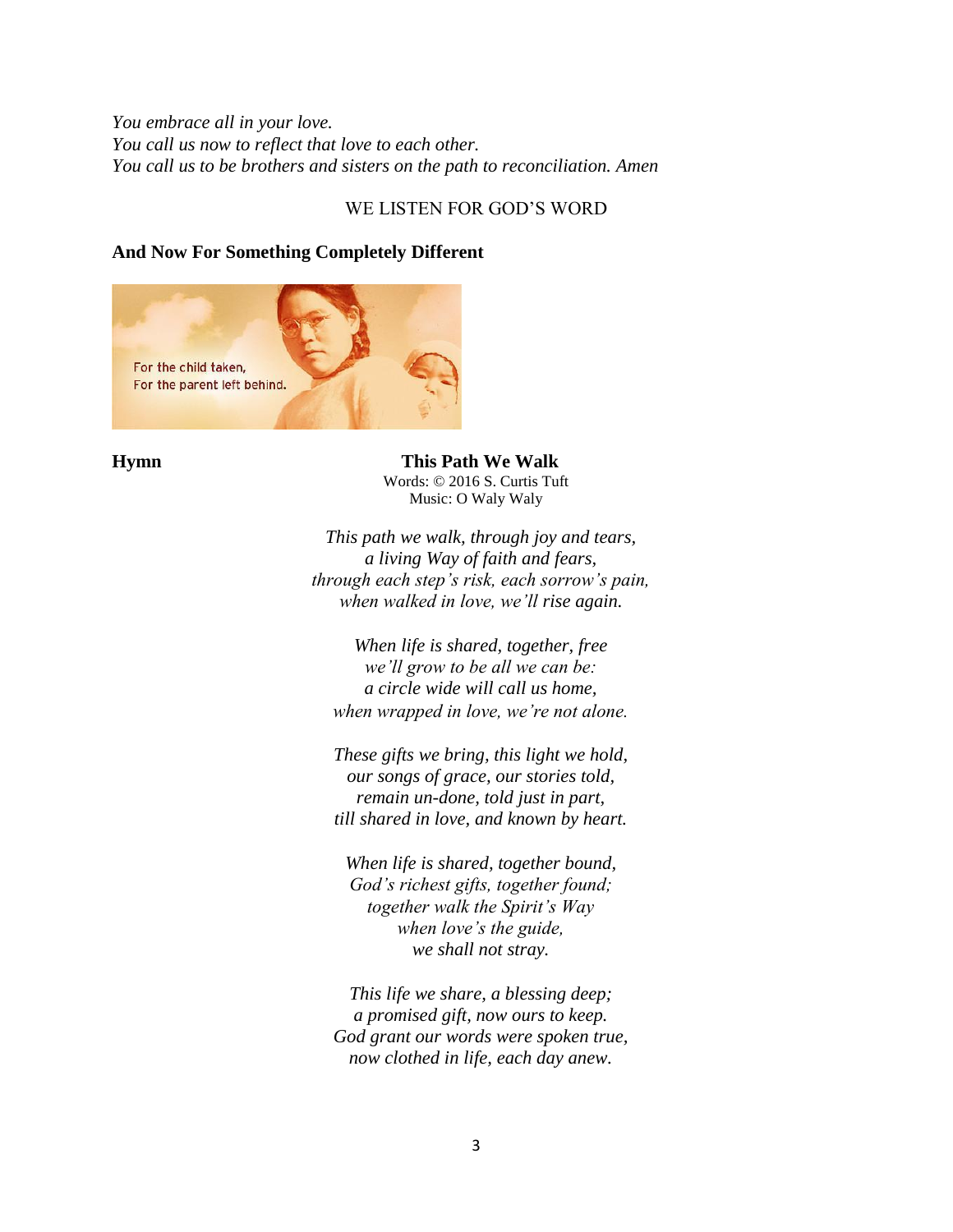*You embrace all in your love.*
*You call us now to reflect that love to each other.*
*You call us to be brothers and sisters on the path to reconciliation. Amen*

WE LISTEN FOR GOD'S WORD

**And Now For Something Completely Different**

For the child taken,
For the parent left behind.

**Hymn** **This Path We Walk**
Words: © 2016 S. Curtis Tuft
Music: O Waly Waly

*This path we walk, through joy and tears,*
*a living Way of faith and fears,*
*through each step's risk, each sorrow's pain,*
*when walked in love, we'll rise again.*

*When life is shared, together, free*
*we'll grow to be all we can be:*
*a circle wide will call us home,*
*when wrapped in love, we're not alone.*

*These gifts we bring, this light we hold,*
*our songs of grace, our stories told,*
*remain un-done, told just in part,*
*till shared in love, and known by heart.*

*When life is shared, together bound,*
*God's richest gifts, together found;*
*together walk the Spirit's Way*
*when love's the guide,*
*we shall not stray.*

*This life we share, a blessing deep;*
*a promised gift, now ours to keep.*
*God grant our words were spoken true,*
*now clothed in life, each day anew.*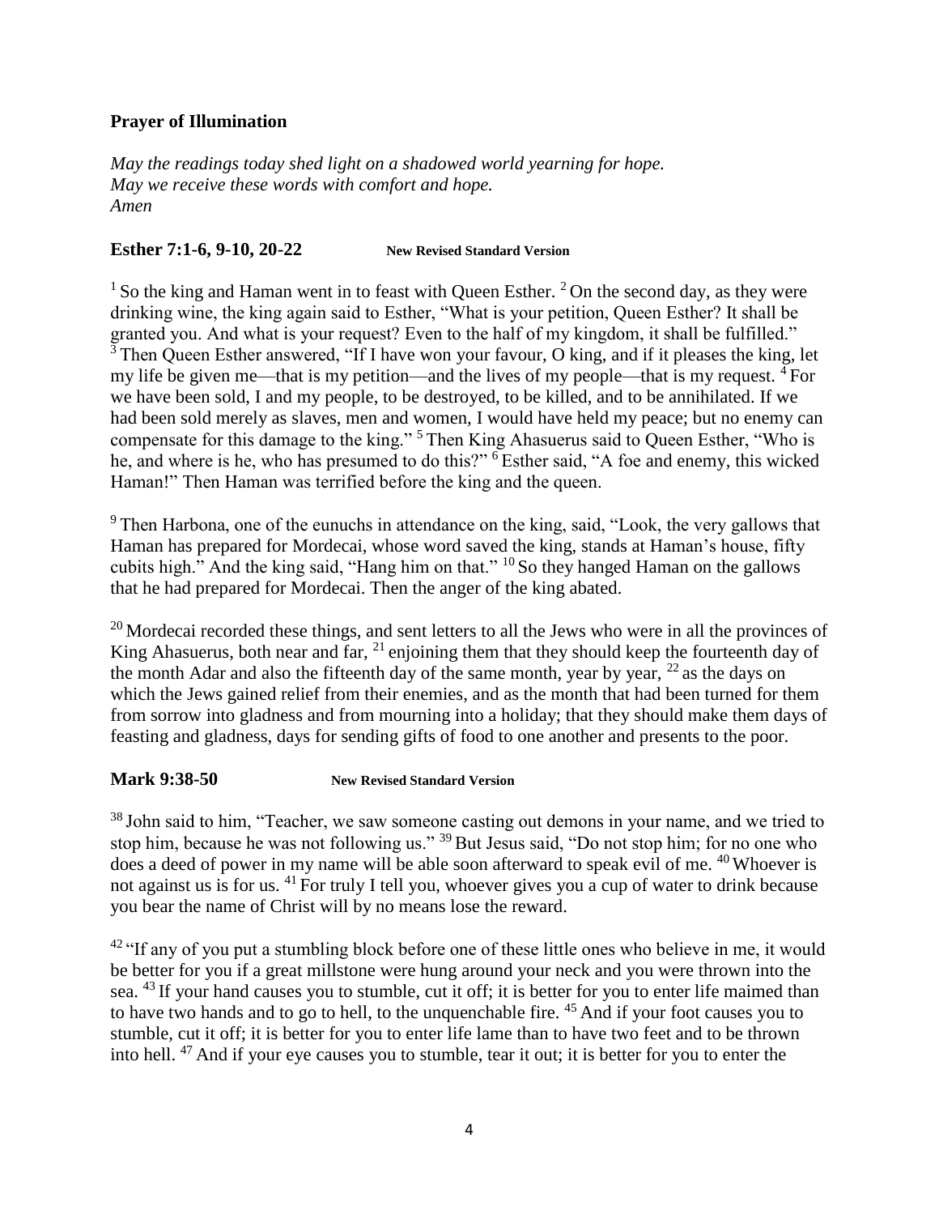### Prayer of Illumination

*May the readings today shed light on a shadowed world yearning for hope.*
*May we receive these words with comfort and hope.*
*Amen*

### Esther 7:1-6, 9-10, 20-22 **New Revised Standard Version**

[1] So the king and Haman went in to feast with Queen Esther. [2] On the second day, as they were drinking wine, the king again said to Esther, "What is your petition, Queen Esther? It shall be granted you. And what is your request? Even to the half of my kingdom, it shall be fulfilled." [3] Then Queen Esther answered, "If I have won your favour, O king, and if it pleases the king, let my life be given me—that is my petition—and the lives of my people—that is my request. [4] For we have been sold, I and my people, to be destroyed, to be killed, and to be annihilated. If we had been sold merely as slaves, men and women, I would have held my peace; but no enemy can compensate for this damage to the king." [5] Then King Ahasuerus said to Queen Esther, "Who is he, and where is he, who has presumed to do this?" [6] Esther said, "A foe and enemy, this wicked Haman!" Then Haman was terrified before the king and the queen.

[9] Then Harbona, one of the eunuchs in attendance on the king, said, "Look, the very gallows that Haman has prepared for Mordecai, whose word saved the king, stands at Haman's house, fifty cubits high." And the king said, "Hang him on that." [10] So they hanged Haman on the gallows that he had prepared for Mordecai. Then the anger of the king abated.

[20] Mordecai recorded these things, and sent letters to all the Jews who were in all the provinces of King Ahasuerus, both near and far, [21] enjoining them that they should keep the fourteenth day of the month Adar and also the fifteenth day of the same month, year by year, [22] as the days on which the Jews gained relief from their enemies, and as the month that had been turned for them from sorrow into gladness and from mourning into a holiday; that they should make them days of feasting and gladness, days for sending gifts of food to one another and presents to the poor.

### Mark 9:38-50 **New Revised Standard Version**

[38] John said to him, "Teacher, we saw someone casting out demons in your name, and we tried to stop him, because he was not following us." [39] But Jesus said, "Do not stop him; for no one who does a deed of power in my name will be able soon afterward to speak evil of me. [40] Whoever is not against us is for us. [41] For truly I tell you, whoever gives you a cup of water to drink because you bear the name of Christ will by no means lose the reward.

[42] "If any of you put a stumbling block before one of these little ones who believe in me, it would be better for you if a great millstone were hung around your neck and you were thrown into the sea. [43] If your hand causes you to stumble, cut it off; it is better for you to enter life maimed than to have two hands and to go to hell, to the unquenchable fire. [45] And if your foot causes you to stumble, cut it off; it is better for you to enter life lame than to have two feet and to be thrown into hell. [47] And if your eye causes you to stumble, tear it out; it is better for you to enter the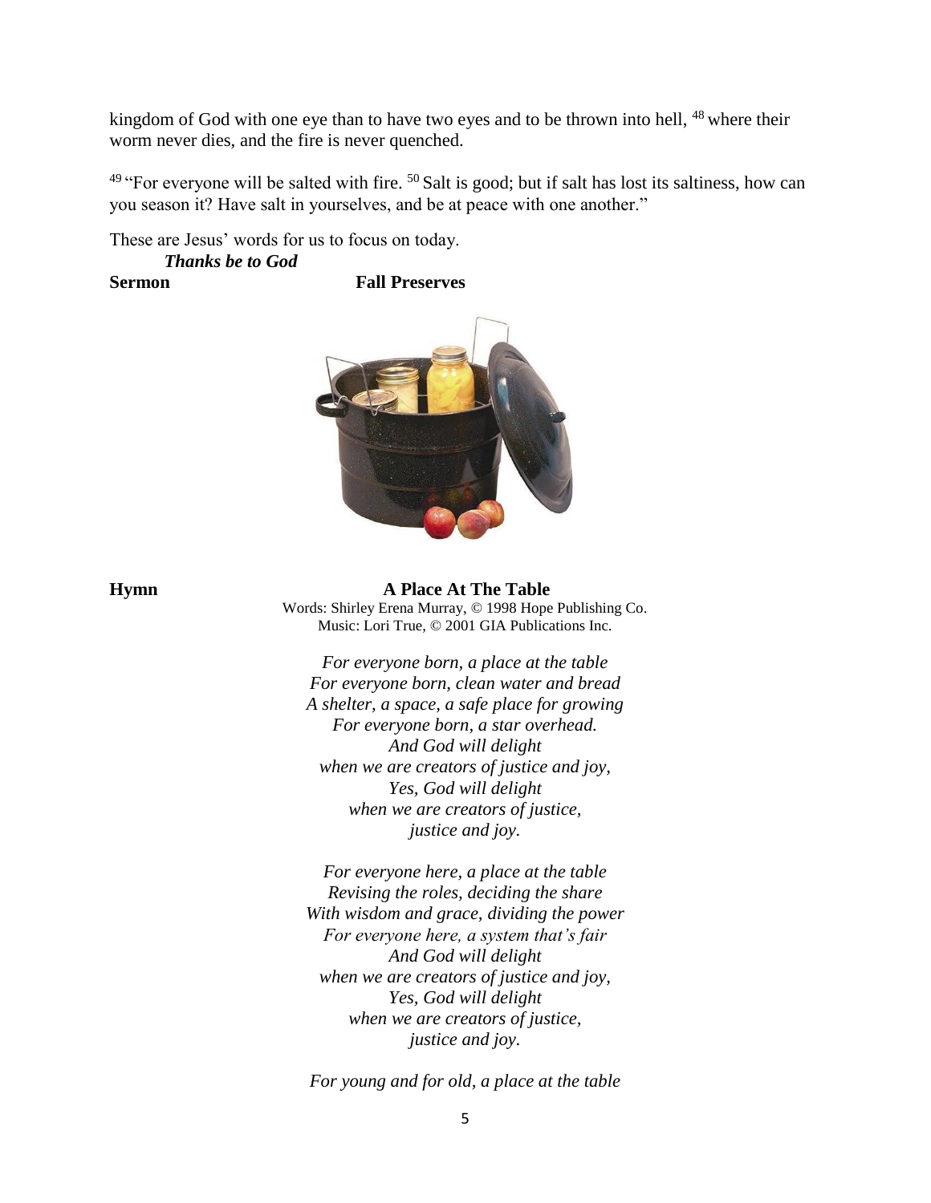kingdom of God with one eye than to have two eyes and to be thrown into hell, [48] where their worm never dies, and the fire is never quenched.

[49] "For everyone will be salted with fire. [50] Salt is good; but if salt has lost its saltiness, how can you season it? Have salt in yourselves, and be at peace with one another."

These are Jesus' words for us to focus on today.

***Thanks be to God***

**Sermon** **Fall Preserves**

**Hymn** **A Place At The Table**

Words: Shirley Erena Murray, © 1998 Hope Publishing Co.
Music: Lori True, © 2001 GIA Publications Inc.

*For everyone born, a place at the table*
*For everyone born, clean water and bread*
*A shelter, a space, a safe place for growing*
*For everyone born, a star overhead.*
*And God will delight*
*when we are creators of justice and joy,*
*Yes, God will delight*
*when we are creators of justice,*
*justice and joy.*

*For everyone here, a place at the table*
*Revising the roles, deciding the share*
*With wisdom and grace, dividing the power*
*For everyone here, a system that's fair*
*And God will delight*
*when we are creators of justice and joy,*
*Yes, God will delight*
*when we are creators of justice,*
*justice and joy.*

*For young and for old, a place at the table*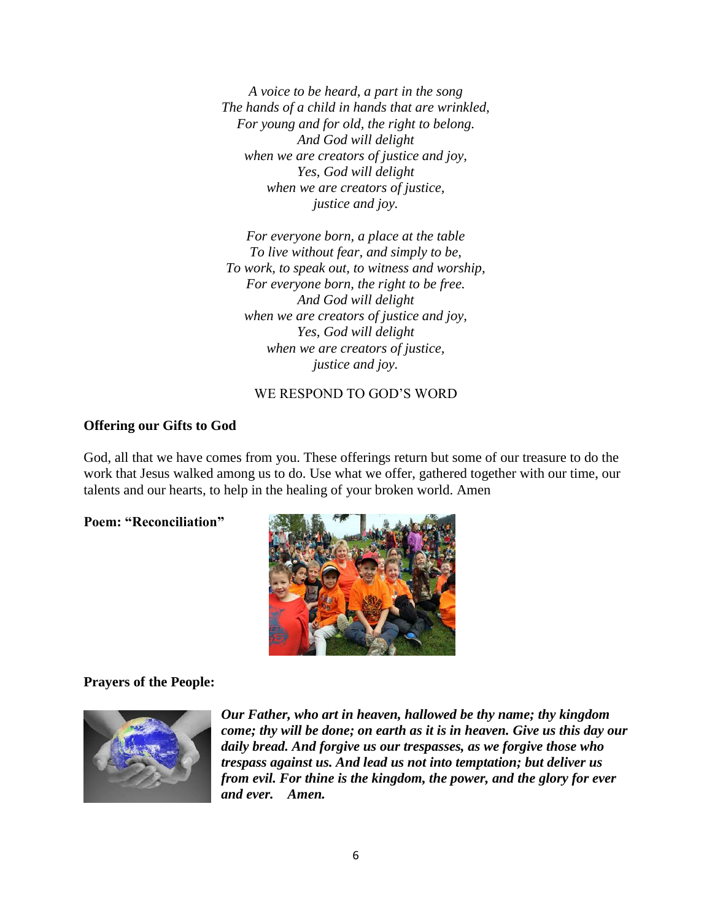*A voice to be heard, a part in the song*  
*The hands of a child in hands that are wrinkled,*  
*For young and for old, the right to belong.*  
*And God will delight*  
*when we are creators of justice and joy,*  
*Yes, God will delight*  
*when we are creators of justice,*  
*justice and joy.*

*For everyone born, a place at the table*  
*To live without fear, and simply to be,*  
*To work, to speak out, to witness and worship,*  
*For everyone born, the right to be free.*  
*And God will delight*  
*when we are creators of justice and joy,*  
*Yes, God will delight*  
*when we are creators of justice,*  
*justice and joy.*

WE RESPOND TO GOD'S WORD

**Offering our Gifts to God**

God, all that we have comes from you. These offerings return but some of our treasure to do the work that Jesus walked among us to do. Use what we offer, gathered together with our time, our talents and our hearts, to help in the healing of your broken world. Amen

**Poem: "Reconciliation"**

**Prayers of the People:**

***Our Father, who art in heaven, hallowed be thy name; thy kingdom come; thy will be done; on earth as it is in heaven. Give us this day our daily bread. And forgive us our trespasses, as we forgive those who trespass against us. And lead us not into temptation; but deliver us from evil. For thine is the kingdom, the power, and the glory for ever and ever. Amen.***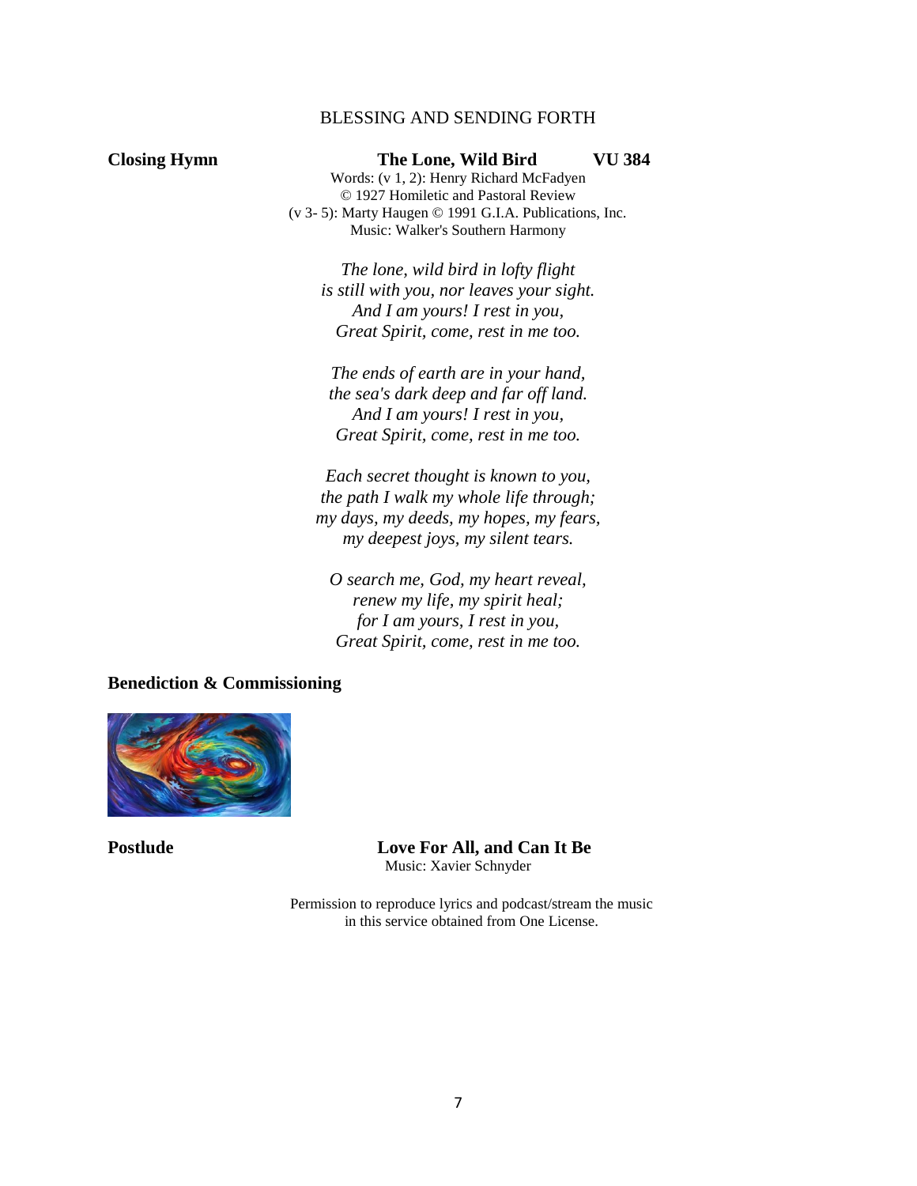## BLESSING AND SENDING FORTH

**Closing Hymn** **The Lone, Wild Bird** **VU 384**

Words: (v 1, 2): Henry Richard McFadyen
© 1927 Homiletic and Pastoral Review
(v 3- 5): Marty Haugen © 1991 G.I.A. Publications, Inc.
Music: Walker's Southern Harmony

*The lone, wild bird in lofty flight*
*is still with you, nor leaves your sight.*
*And I am yours! I rest in you,*
*Great Spirit, come, rest in me too.*

*The ends of earth are in your hand,*
*the sea's dark deep and far off land.*
*And I am yours! I rest in you,*
*Great Spirit, come, rest in me too.*

*Each secret thought is known to you,*
*the path I walk my whole life through;*
*my days, my deeds, my hopes, my fears,*
*my deepest joys, my silent tears.*

*O search me, God, my heart reveal,*
*renew my life, my spirit heal;*
*for I am yours, I rest in you,*
*Great Spirit, come, rest in me too.*

**Benediction & Commissioning**

**Postlude** **Love For All, and Can It Be**

Music: Xavier Schnyder

Permission to reproduce lyrics and podcast/stream the music in this service obtained from One License.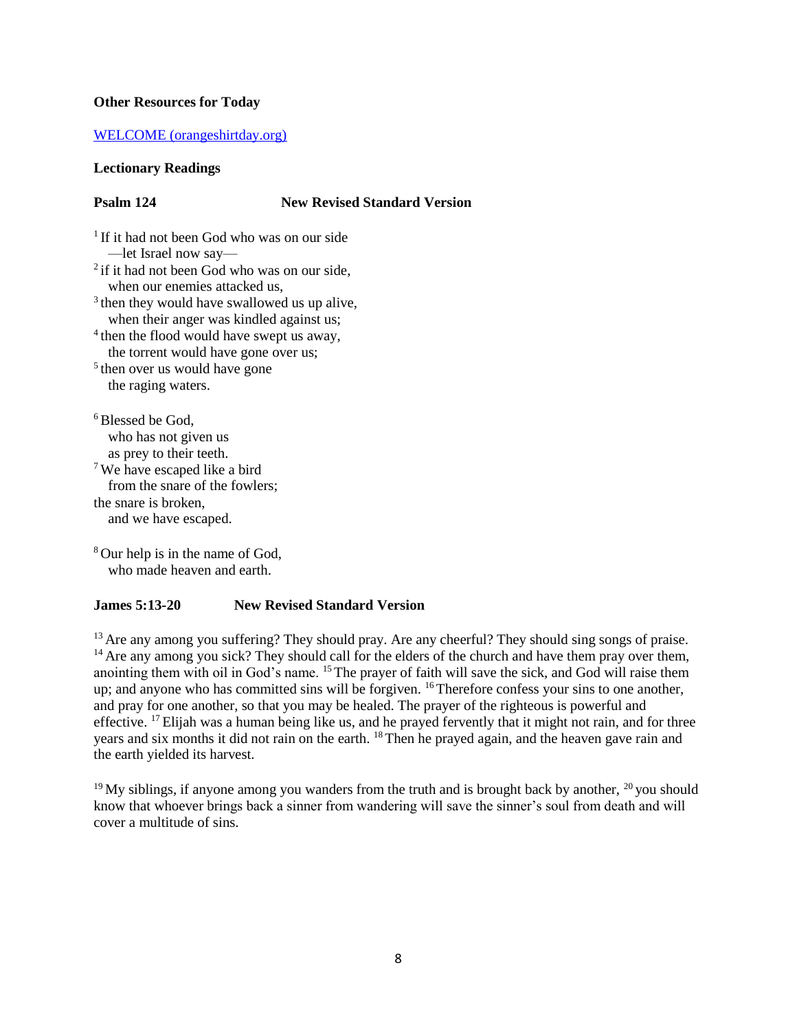**Other Resources for Today**

[WELCOME (orangeshirtday.org)](https://orangeshirtday.org)

**Lectionary Readings**

**Psalm 124 New Revised Standard Version**

[1] If it had not been God who was on our side
—let Israel now say—
[2] if it had not been God who was on our side,
when our enemies attacked us,
[3] then they would have swallowed us up alive,
when their anger was kindled against us;
[4] then the flood would have swept us away,
the torrent would have gone over us;
[5] then over us would have gone
the raging waters.

[6] Blessed be God,
who has not given us
as prey to their teeth.
[7] We have escaped like a bird
from the snare of the fowlers;
the snare is broken,
and we have escaped.

[8] Our help is in the name of God,
who made heaven and earth.

**James 5:13-20 New Revised Standard Version**

[13] Are any among you suffering? They should pray. Are any cheerful? They should sing songs of praise. [14] Are any among you sick? They should call for the elders of the church and have them pray over them, anointing them with oil in God's name. [15] The prayer of faith will save the sick, and God will raise them up; and anyone who has committed sins will be forgiven. [16] Therefore confess your sins to one another, and pray for one another, so that you may be healed. The prayer of the righteous is powerful and effective. [17] Elijah was a human being like us, and he prayed fervently that it might not rain, and for three years and six months it did not rain on the earth. [18] Then he prayed again, and the heaven gave rain and the earth yielded its harvest.

[19] My siblings, if anyone among you wanders from the truth and is brought back by another, [20] you should know that whoever brings back a sinner from wandering will save the sinner's soul from death and will cover a multitude of sins.